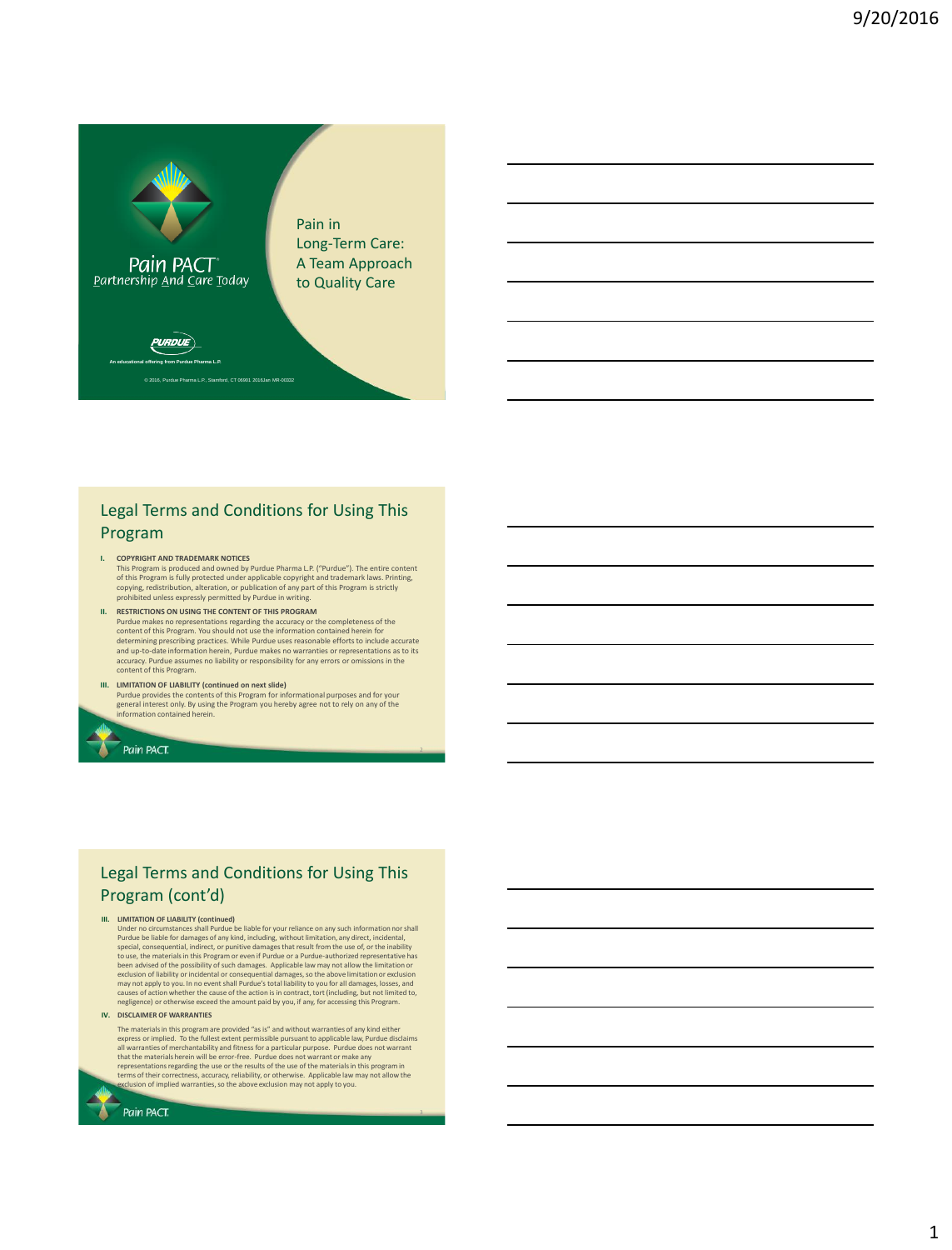Pain PACT®
*Partnership And Care Today*

PURDUE

An educational offering from Purdue Pharma L.P.

© 2016, Purdue Pharma L.P., Stamford, CT 06901 2016Jan MR-00322

# Pain in Long-Term Care: A Team Approach to Quality Care

---

## Legal Terms and Conditions for Using This Program

**I. COPYRIGHT AND TRADEMARK NOTICES**
This Program is produced and owned by Purdue Pharma L.P. ("Purdue"). The entire content of this Program is fully protected under applicable copyright and trademark laws. Printing, copying, redistribution, alteration, or publication of any part of this Program is strictly prohibited unless expressly permitted by Purdue in writing.

**II. RESTRICTIONS ON USING THE CONTENT OF THIS PROGRAM**
Purdue makes no representations regarding the accuracy or the completeness of the content of this Program. You should not use the information contained herein for determining prescribing practices. While Purdue uses reasonable efforts to include accurate and up-to-date information herein, Purdue makes no warranties or representations as to its accuracy. Purdue assumes no liability or responsibility for any errors or omissions in the content of this Program.

**III. LIMITATION OF LIABILITY (continued on next slide)**
Purdue provides the contents of this Program for informational purposes and for your general interest only. By using the Program you hereby agree not to rely on any of the information contained herein.

Pain PACT

---

## Legal Terms and Conditions for Using This Program (cont'd)

**III. LIMITATION OF LIABILITY (continued)**
Under no circumstances shall Purdue be liable for your reliance on any such information nor shall Purdue be liable for damages of any kind, including, without limitation, any direct, incidental, special, consequential, indirect, or punitive damages that result from the use of, or the inability to use, the materials in this Program or even if Purdue or a Purdue-authorized representative has been advised of the possibility of such damages. Applicable law may not allow the limitation or exclusion of liability or incidental or consequential damages, so the above limitation or exclusion may not apply to you. In no event shall Purdue's total liability to you for all damages, losses, and causes of action whether the cause of the action is in contract, tort (including, but not limited to, negligence) or otherwise exceed the amount paid by you, if any, for accessing this Program.

**IV. DISCLAIMER OF WARRANTIES**

The materials in this program are provided "as is" and without warranties of any kind either express or implied. To the fullest extent permissible pursuant to applicable law, Purdue disclaims all warranties of merchantability and fitness for a particular purpose. Purdue does not warrant that the materials herein will be error-free. Purdue does not warrant or make any representations regarding the use or the results of the use of the materials in this program in terms of their correctness, accuracy, reliability, or otherwise. Applicable law may not allow the exclusion of implied warranties, so the above exclusion may not apply to you.

Pain PACT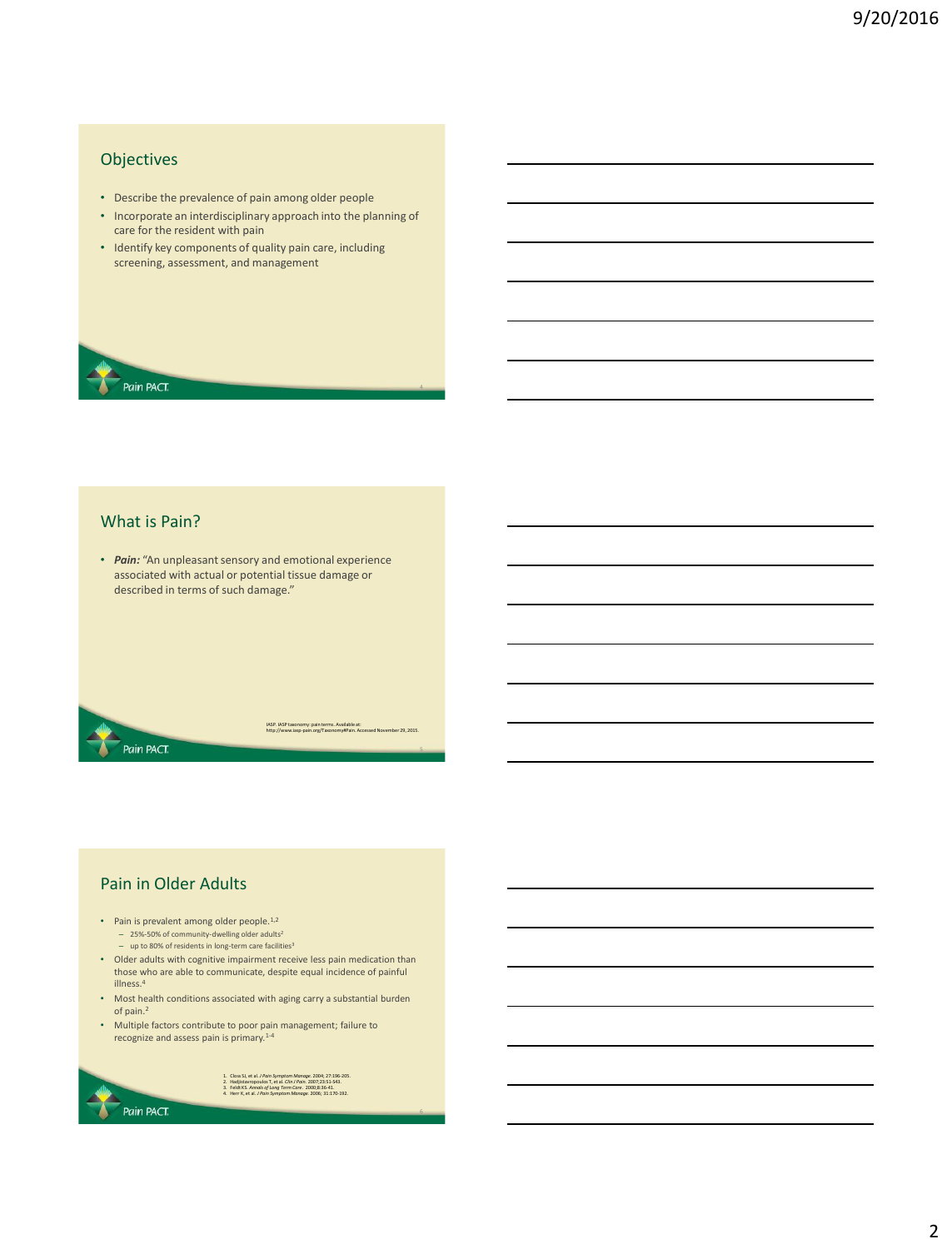## Objectives

- Describe the prevalence of pain among older people
- Incorporate an interdisciplinary approach into the planning of care for the resident with pain
- Identify key components of quality pain care, including screening, assessment, and management

## What is Pain?

- ***Pain:*** "An unpleasant sensory and emotional experience associated with actual or potential tissue damage or described in terms of such damage."

IASP. IASP taxonomy: pain terms. Available at: http://www.iasp-pain.org/Taxonomy#Pain. Accessed November 29, 2015.

## Pain in Older Adults

- Pain is prevalent among older people.[1,2]
  - 25%-50% of community-dwelling older adults[2]
  - up to 80% of residents in long-term care facilities[3]
- Older adults with cognitive impairment receive less pain medication than those who are able to communicate, despite equal incidence of painful illness.[4]
- Most health conditions associated with aging carry a substantial burden of pain.[2]
- Multiple factors contribute to poor pain management; failure to recognize and assess pain is primary.[1-4]

1. Closs SJ, et al. *J Pain Symptom Manage.* 2004; 27:196-205.
2. Hadjistavropoulos T, et al. *Clin J Pain.* 2007;23:S1-S43.
3. Feldt KS. *Annals of Long Term Care.* 2000;8:36-41.
4. Herr K, et al. *J Pain Symptom Manage.* 2006; 31:170-192.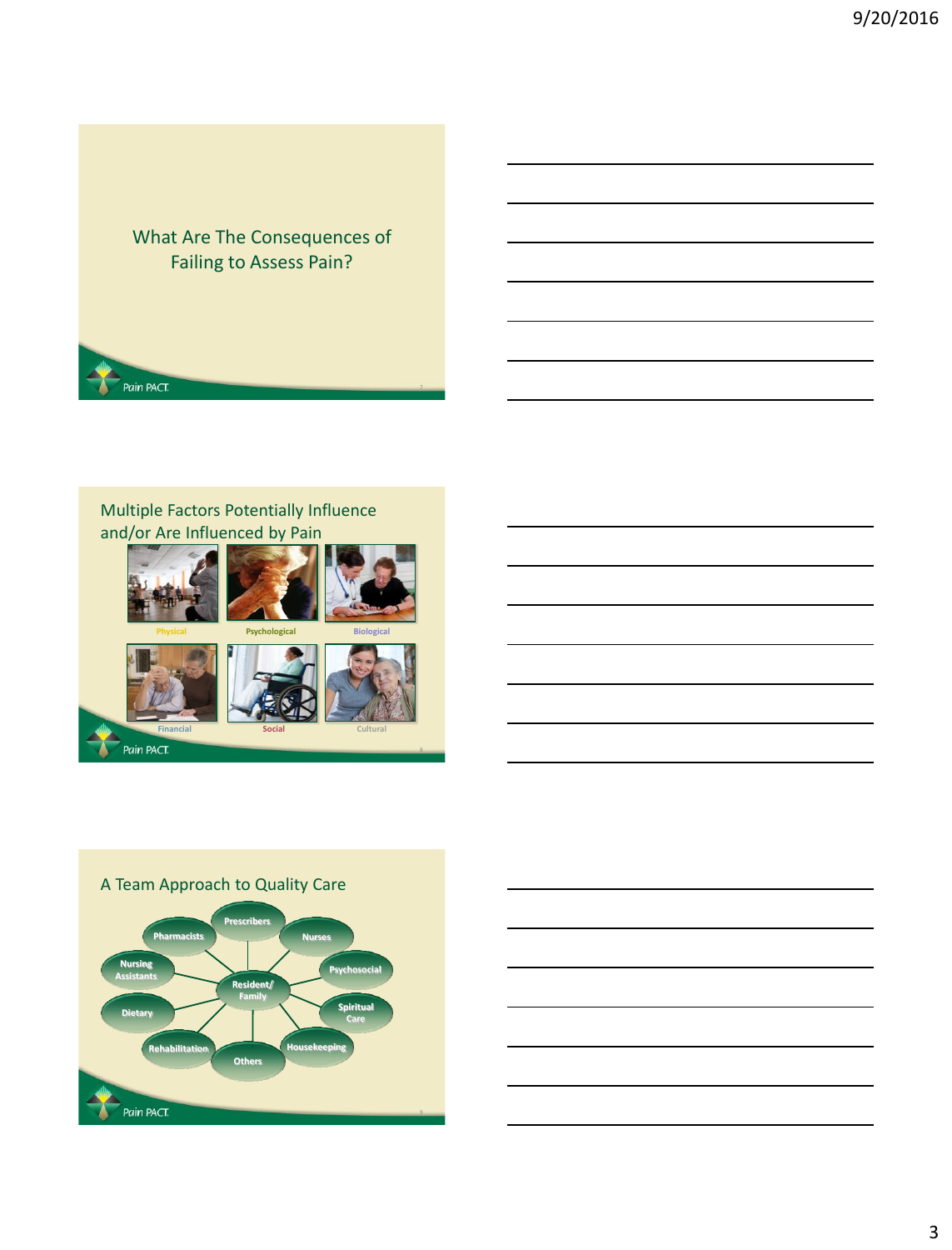## What Are The Consequences of Failing to Assess Pain?

## Multiple Factors Potentially Influence and/or Are Influenced by Pain

Physical

Psychological

Biological

Financial

Social

Cultural

## A Team Approach to Quality Care

- Resident/ Family
- Prescribers
- Nurses
- Psychosocial
- Spiritual Care
- Housekeeping
- Others
- Rehabilitation
- Dietary
- Nursing Assistants
- Pharmacists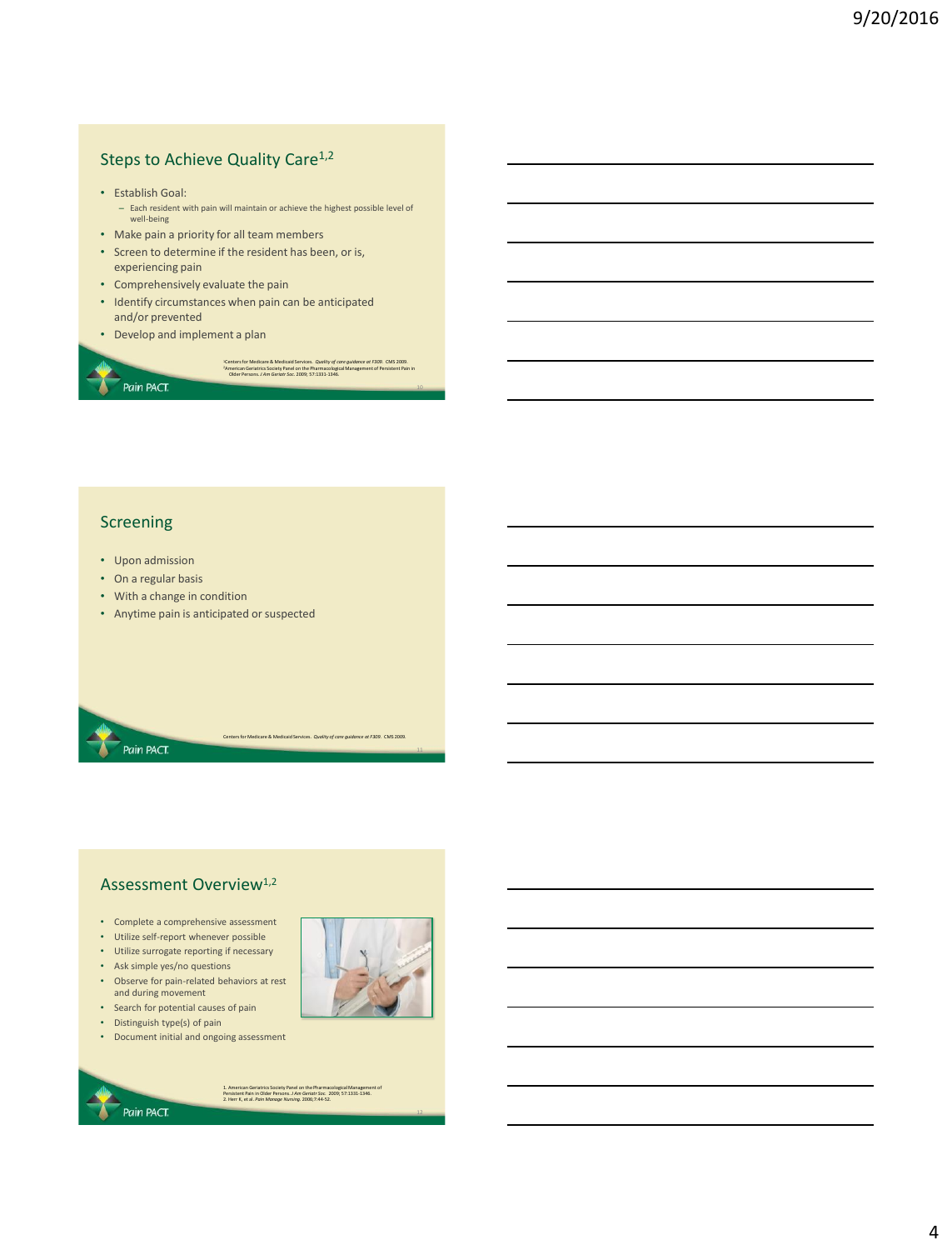## Steps to Achieve Quality Care[1,2]

- Establish Goal:
  - Each resident with pain will maintain or achieve the highest possible level of well-being
- Make pain a priority for all team members
- Screen to determine if the resident has been, or is, experiencing pain
- Comprehensively evaluate the pain
- Identify circumstances when pain can be anticipated and/or prevented
- Develop and implement a plan

[1]Centers for Medicare & Medicaid Services. *Quality of care guidance at F309*. CMS 2009.
[2]American Geriatrics Society Panel on the Pharmacological Management of Persistent Pain in Older Persons. *J Am Geriatr Soc.* 2009; 57:1331-1346.

Pain PACT

## Screening

- Upon admission
- On a regular basis
- With a change in condition
- Anytime pain is anticipated or suspected

Centers for Medicare & Medicaid Services. *Quality of care guidance at F309*. CMS 2009.

Pain PACT

## Assessment Overview[1,2]

- Complete a comprehensive assessment
- Utilize self-report whenever possible
- Utilize surrogate reporting if necessary
- Ask simple yes/no questions
- Observe for pain-related behaviors at rest and during movement
- Search for potential causes of pain
- Distinguish type(s) of pain
- Document initial and ongoing assessment

1. American Geriatrics Society Panel on the Pharmacological Management of Persistent Pain in Older Persons. *J Am Geriatr Soc.* 2009; 57:1331-1346.
2. Herr K, et al. *Pain Manage Nursing.* 2006;7:44-52.

Pain PACT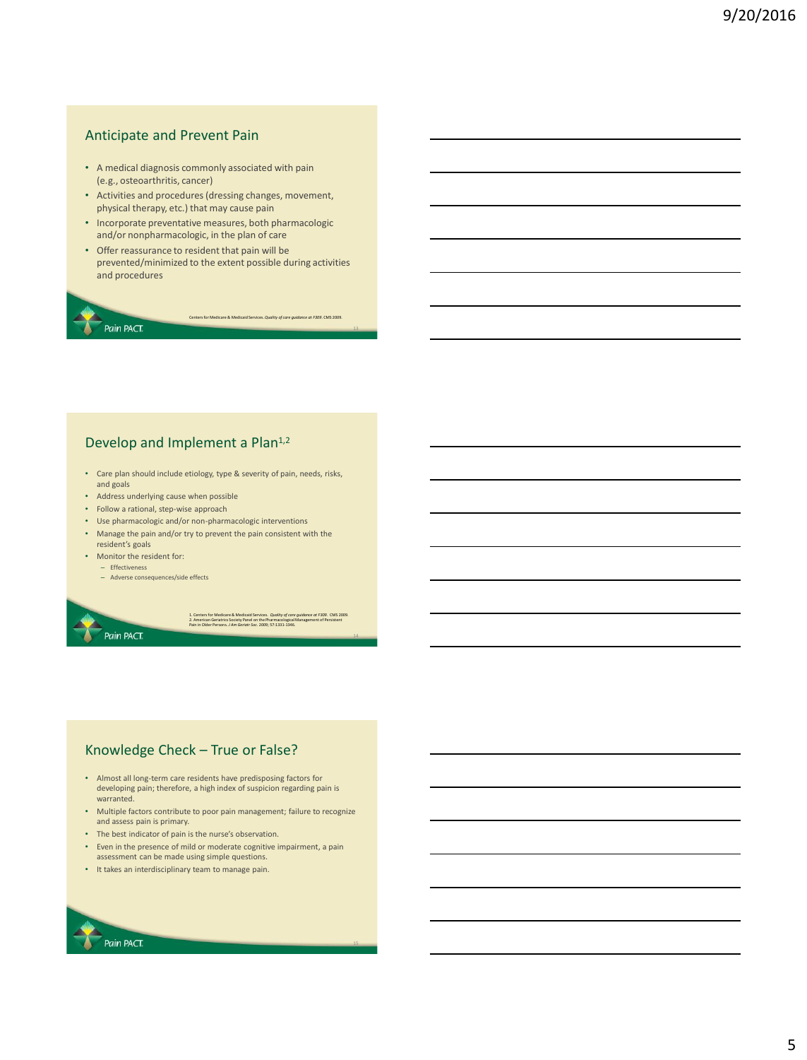## Anticipate and Prevent Pain

- A medical diagnosis commonly associated with pain (e.g., osteoarthritis, cancer)
- Activities and procedures (dressing changes, movement, physical therapy, etc.) that may cause pain
- Incorporate preventative measures, both pharmacologic and/or nonpharmacologic, in the plan of care
- Offer reassurance to resident that pain will be prevented/minimized to the extent possible during activities and procedures

Centers for Medicare & Medicaid Services. *Quality of care guidance at F309*. CMS 2009.

## Develop and Implement a Plan[1,2]

- Care plan should include etiology, type & severity of pain, needs, risks, and goals
- Address underlying cause when possible
- Follow a rational, step-wise approach
- Use pharmacologic and/or non-pharmacologic interventions
- Manage the pain and/or try to prevent the pain consistent with the resident's goals
- Monitor the resident for:
  - Effectiveness
  - Adverse consequences/side effects

1. Centers for Medicare & Medicaid Services. *Quality of care guidance at F309*. CMS 2009.
2. American Geriatrics Society Panel on the Pharmacological Management of Persistent Pain in Older Persons. *J Am Geriatr Soc*. 2009; 57:1331-1346.

## Knowledge Check – True or False?

- Almost all long-term care residents have predisposing factors for developing pain; therefore, a high index of suspicion regarding pain is warranted.
- Multiple factors contribute to poor pain management; failure to recognize and assess pain is primary.
- The best indicator of pain is the nurse's observation.
- Even in the presence of mild or moderate cognitive impairment, a pain assessment can be made using simple questions.
- It takes an interdisciplinary team to manage pain.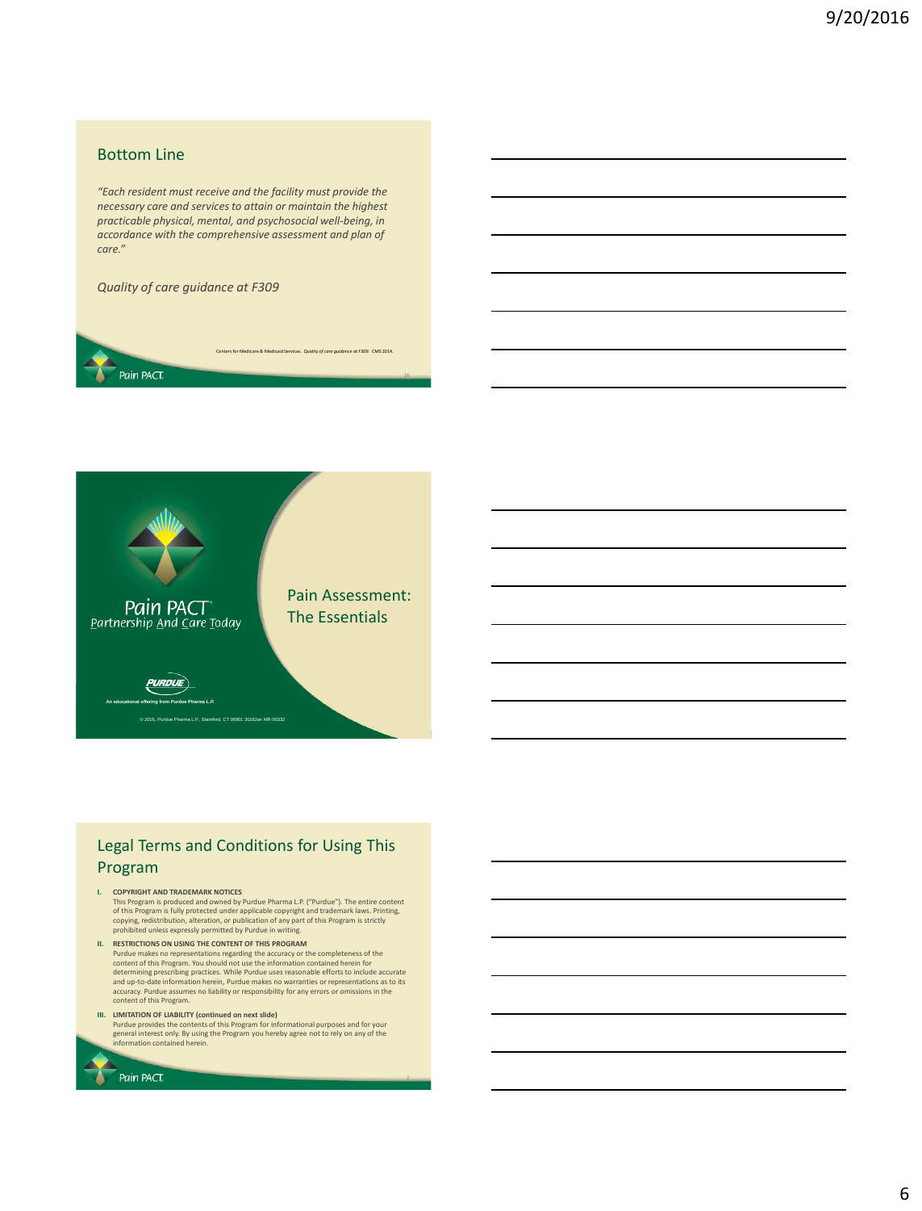## Bottom Line

*"Each resident must receive and the facility must provide the necessary care and services to attain or maintain the highest practicable physical, mental, and psychosocial well-being, in accordance with the comprehensive assessment and plan of care."*

*Quality of care guidance at F309*

Centers for Medicare & Medicaid Services. *Quality of care guidance at F309.* CMS 2014.

Pain PACT

---

Pain PACT®
Partnership And Care Today

## Pain Assessment: The Essentials

PURDUE

An educational offering from Purdue Pharma L.P.

© 2016, Purdue Pharma L.P., Stamford, CT 06901 2016Jan MR-00332

---

## Legal Terms and Conditions for Using This Program

I. **COPYRIGHT AND TRADEMARK NOTICES**
This Program is produced and owned by Purdue Pharma L.P. ("Purdue"). The entire content of this Program is fully protected under applicable copyright and trademark laws. Printing, copying, redistribution, alteration, or publication of any part of this Program is strictly prohibited unless expressly permitted by Purdue in writing.

II. **RESTRICTIONS ON USING THE CONTENT OF THIS PROGRAM**
Purdue makes no representations regarding the accuracy or the completeness of the content of this Program. You should not use the information contained herein for determining prescribing practices. While Purdue uses reasonable efforts to include accurate and up-to-date information herein, Purdue makes no warranties or representations as to its accuracy. Purdue assumes no liability or responsibility for any errors or omissions in the content of this Program.

III. **LIMITATION OF LIABILITY (continued on next slide)**
Purdue provides the contents of this Program for informational purposes and for your general interest only. By using the Program you hereby agree not to rely on any of the information contained herein.

Pain PACT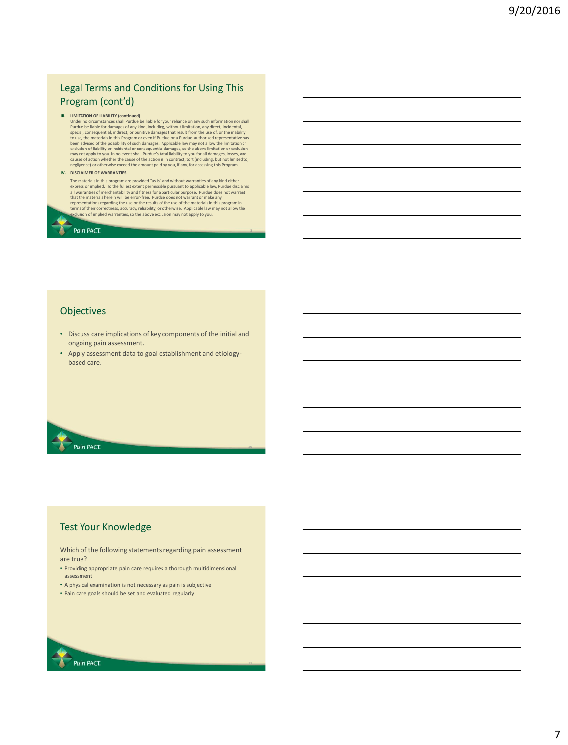## Legal Terms and Conditions for Using This Program (cont'd)

**III. LIMITATION OF LIABILITY (continued)**

Under no circumstances shall Purdue be liable for your reliance on any such information nor shall Purdue be liable for damages of any kind, including, without limitation, any direct, incidental, special, consequential, indirect, or punitive damages that result from the use of, or the inability to use, the materials in this Program or even if Purdue or a Purdue-authorized representative has been advised of the possibility of such damages. Applicable law may not allow the limitation or exclusion of liability or incidental or consequential damages, so the above limitation or exclusion may not apply to you. In no event shall Purdue's total liability to you for all damages, losses, and causes of action whether the cause of the action is in contract, tort (including, but not limited to, negligence) or otherwise exceed the amount paid by you, if any, for accessing this Program.

**IV. DISCLAIMER OF WARRANTIES**

The materials in this program are provided "as is" and without warranties of any kind either express or implied. To the fullest extent permissible pursuant to applicable law, Purdue disclaims all warranties of merchantability and fitness for a particular purpose. Purdue does not warrant that the materials herein will be error-free. Purdue does not warrant or make any representations regarding the use or the results of the use of the materials in this program in terms of their correctness, accuracy, reliability, or otherwise. Applicable law may not allow the exclusion of implied warranties, so the above exclusion may not apply to you.

Pain PACT

## Objectives

- Discuss care implications of key components of the initial and ongoing pain assessment.
- Apply assessment data to goal establishment and etiology-based care.

Pain PACT

## Test Your Knowledge

Which of the following statements regarding pain assessment are true?

- Providing appropriate pain care requires a thorough multidimensional assessment
- A physical examination is not necessary as pain is subjective
- Pain care goals should be set and evaluated regularly

Pain PACT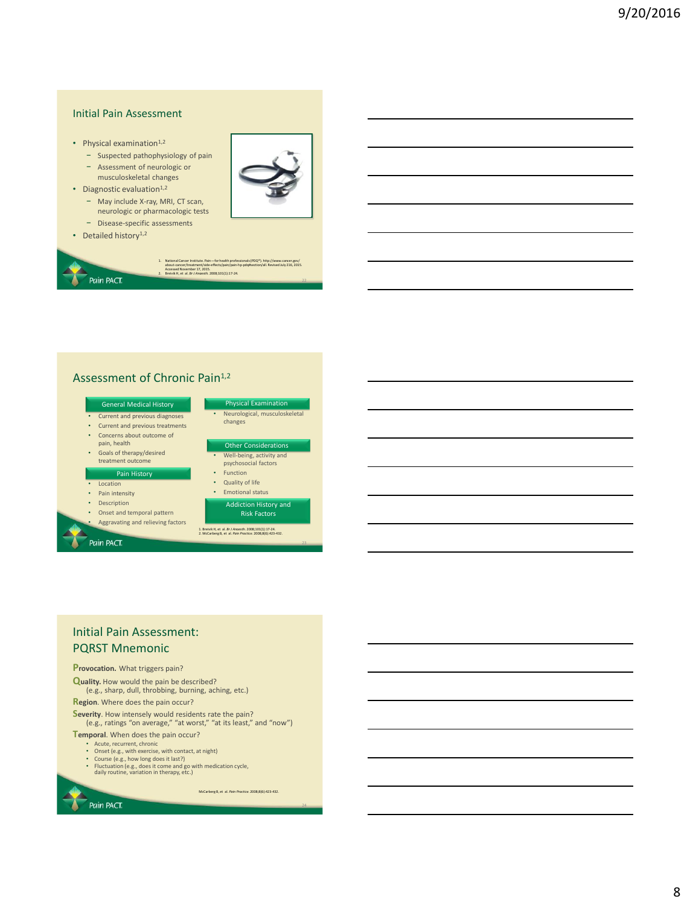## Initial Pain Assessment

- Physical examination[1,2]
  - Suspected pathophysiology of pain
  - Assessment of neurologic or musculoskeletal changes
- Diagnostic evaluation[1,2]
  - May include X-ray, MRI, CT scan, neurologic or pharmacologic tests
  - Disease-specific assessments
- Detailed history[1,2]

1. National Cancer Institute. Pain—for health professionals (PDQ®). http://www.cancer.gov/about-cancer/treatment/side-effects/pain/pain-hp-pdq#section/all. Revised July 216, 2015. Accessed November 17, 2015.
2. Breivik H, et al. *Br J Anaesth*. 2008;101(1):17-24.

## Assessment of Chronic Pain[1,2]

**General Medical History**
- Current and previous diagnoses
- Current and previous treatments
- Concerns about outcome of pain, health
- Goals of therapy/desired treatment outcome

**Pain History**
- Location
- Pain intensity
- Description
- Onset and temporal pattern
- Aggravating and relieving factors

**Physical Examination**
- Neurological, musculoskeletal changes

**Other Considerations**
- Well-being, activity and psychosocial factors
- Function
- Quality of life
- Emotional status

**Addiction History and Risk Factors**

1. Breivik H, et al. *Br J Anaesth*. 2008;101(1):17-24.
2. McCarberg B, et al. *Pain Practice*. 2008;8(6):423-432.

## Initial Pain Assessment: PQRST Mnemonic

**Provocation.** What triggers pain?

**Quality.** How would the pain be described? (e.g., sharp, dull, throbbing, burning, aching, etc.)

**Region**. Where does the pain occur?

**Severity**. How intensely would residents rate the pain? (e.g., ratings "on average," "at worst," "at its least," and "now")

**Temporal**. When does the pain occur?
- Acute, recurrent, chronic
- Onset (e.g., with exercise, with contact, at night)
- Course (e.g., how long does it last?)
- Fluctuation (e.g., does it come and go with medication cycle, daily routine, variation in therapy, etc.)

McCarberg B, et al. *Pain Practice*. 2008;8(6):423-432.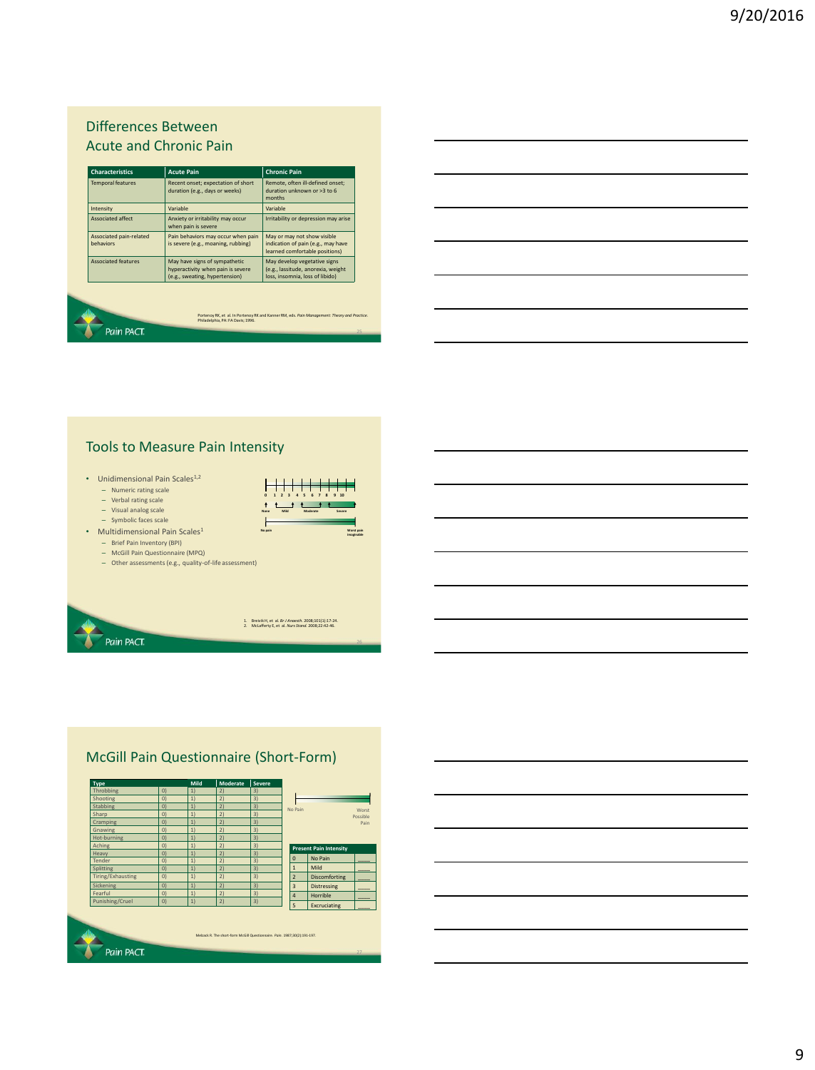## Differences Between Acute and Chronic Pain

| Characteristics | Acute Pain | Chronic Pain |
|---|---|---|
| Temporal features | Recent onset; expectation of short duration (e.g., days or weeks) | Remote, often ill-defined onset; duration unknown or >3 to 6 months |
| Intensity | Variable | Variable |
| Associated affect | Anxiety or irritability may occur when pain is severe | Irritability or depression may arise |
| Associated pain-related behaviors | Pain behaviors may occur when pain is severe (e.g., moaning, rubbing) | May or may not show visible indication of pain (e.g., may have learned comfortable positions) |
| Associated features | May have signs of sympathetic hyperactivity when pain is severe (e.g., sweating, hypertension) | May develop vegetative signs (e.g., lassitude, anorexia, weight loss, insomnia, loss of libido) |

Portenoy RK, et al. In Portenoy RK and Kanner RM, eds. *Pain Management: Theory and Practice*. Philadelphia, PA: FA Davis; 1996.

## Tools to Measure Pain Intensity

- Unidimensional Pain Scales[1,2]
  - Numeric rating scale
  - Verbal rating scale
  - Visual analog scale
  - Symbolic faces scale
- Multidimensional Pain Scales[1]
  - Brief Pain Inventory (BPI)
  - McGill Pain Questionnaire (MPQ)
  - Other assessments (e.g., quality-of-life assessment)

0 1 2 3 4 5 6 7 8 9 10

None Mild Moderate Severe

No pain — Worst pain imaginable

1. Breivik H, et al. *Br J Anaesth*. 2008;101(1):17-24.
2. McLafferty E, et al. *Nurs Stand*. 2008;22:42-46.

## McGill Pain Questionnaire (Short-Form)

| Type | | Mild | Moderate | Severe |
|---|---|---|---|---|
| Throbbing | 0) | 1) | 2) | 3) |
| Shooting | 0) | 1) | 2) | 3) |
| Stabbing | 0) | 1) | 2) | 3) |
| Sharp | 0) | 1) | 2) | 3) |
| Cramping | 0) | 1) | 2) | 3) |
| Gnawing | 0) | 1) | 2) | 3) |
| Hot-burning | 0) | 1) | 2) | 3) |
| Aching | 0) | 1) | 2) | 3) |
| Heavy | 0) | 1) | 2) | 3) |
| Tender | 0) | 1) | 2) | 3) |
| Splitting | 0) | 1) | 2) | 3) |
| Tiring/Exhausting | 0) | 1) | 2) | 3) |
| Sickening | 0) | 1) | 2) | 3) |
| Fearful | 0) | 1) | 2) | 3) |
| Punishing/Cruel | 0) | 1) | 2) | 3) |

No Pain — Worst Possible Pain

| Present Pain Intensity | | |
|---|---|---|
| 0 | No Pain | ___ |
| 1 | Mild | ___ |
| 2 | Discomforting | ___ |
| 3 | Distressing | ___ |
| 4 | Horrible | ___ |
| 5 | Excruciating | ___ |

Melzack R. The short-form McGill Questionnaire. *Pain*. 1987;30(2):191-197.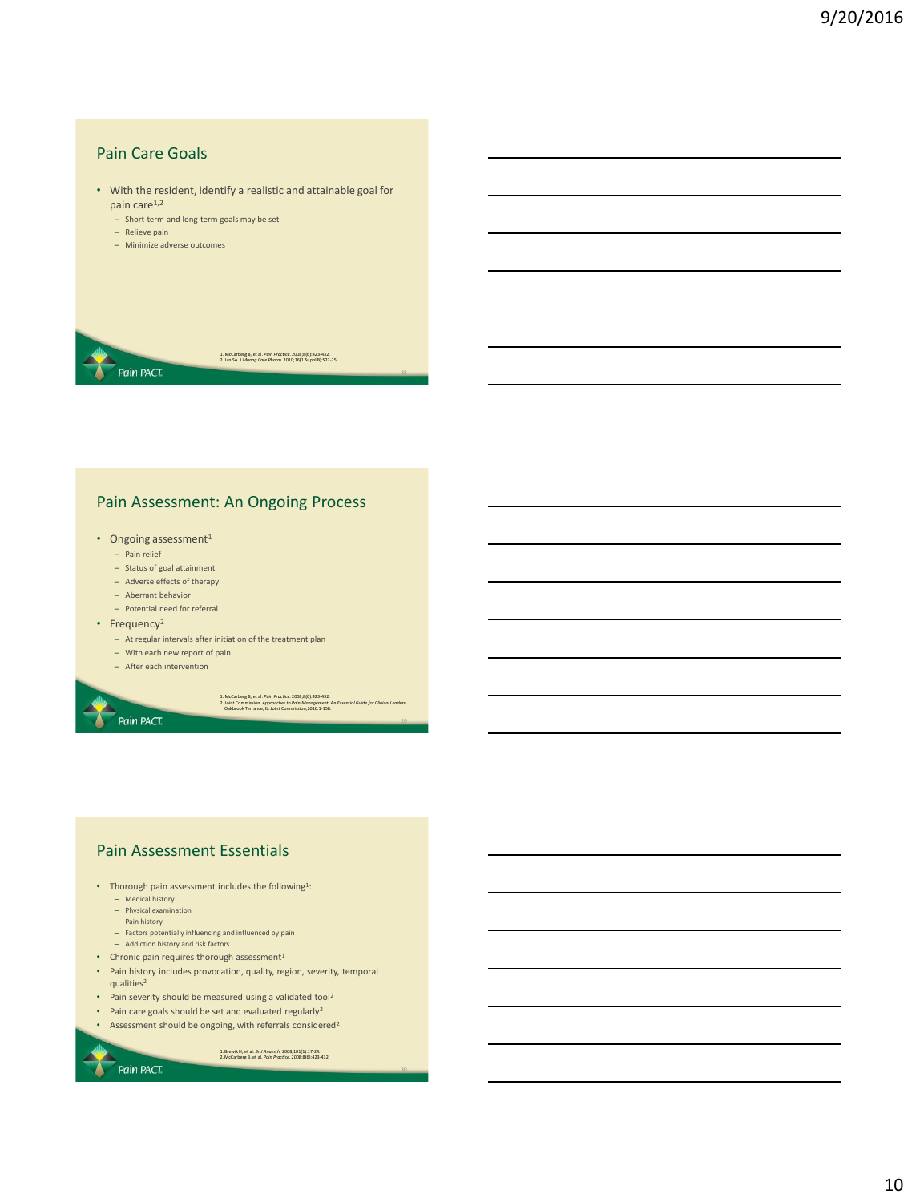## Pain Care Goals

- With the resident, identify a realistic and attainable goal for pain care[1,2]
  - Short-term and long-term goals may be set
  - Relieve pain
  - Minimize adverse outcomes

1. McCarberg B, et al. *Pain Practice.* 2008;8(6):423-432.
2. Jan SA. *J Manag Care Pharm.* 2010;16(1 Suppl B):S22-25.

Pain PACT

## Pain Assessment: An Ongoing Process

- Ongoing assessment[1]
  - Pain relief
  - Status of goal attainment
  - Adverse effects of therapy
  - Aberrant behavior
  - Potential need for referral
- Frequency[2]
  - At regular intervals after initiation of the treatment plan
  - With each new report of pain
  - After each intervention

1. McCarberg B, et al. *Pain Practice.* 2008;8(6):423-432.
2. Joint Commission. *Approaches to Pain Management: An Essential Guide for Clinical Leaders.* Oakbrook Terrace, IL: Joint Commission;2010:1-158.

Pain PACT

## Pain Assessment Essentials

- Thorough pain assessment includes the following[1]:
  - Medical history
  - Physical examination
  - Pain history
  - Factors potentially influencing and influenced by pain
  - Addiction history and risk factors
- Chronic pain requires thorough assessment[1]
- Pain history includes provocation, quality, region, severity, temporal qualities[2]
- Pain severity should be measured using a validated tool[2]
- Pain care goals should be set and evaluated regularly[2]
- Assessment should be ongoing, with referrals considered[2]

1. Breivik H, et al. *Br J Anaesth.* 2008;101(1):17-24.
2. McCarberg B, et al. *Pain Practice.* 2008;8(6):423-432.

Pain PACT